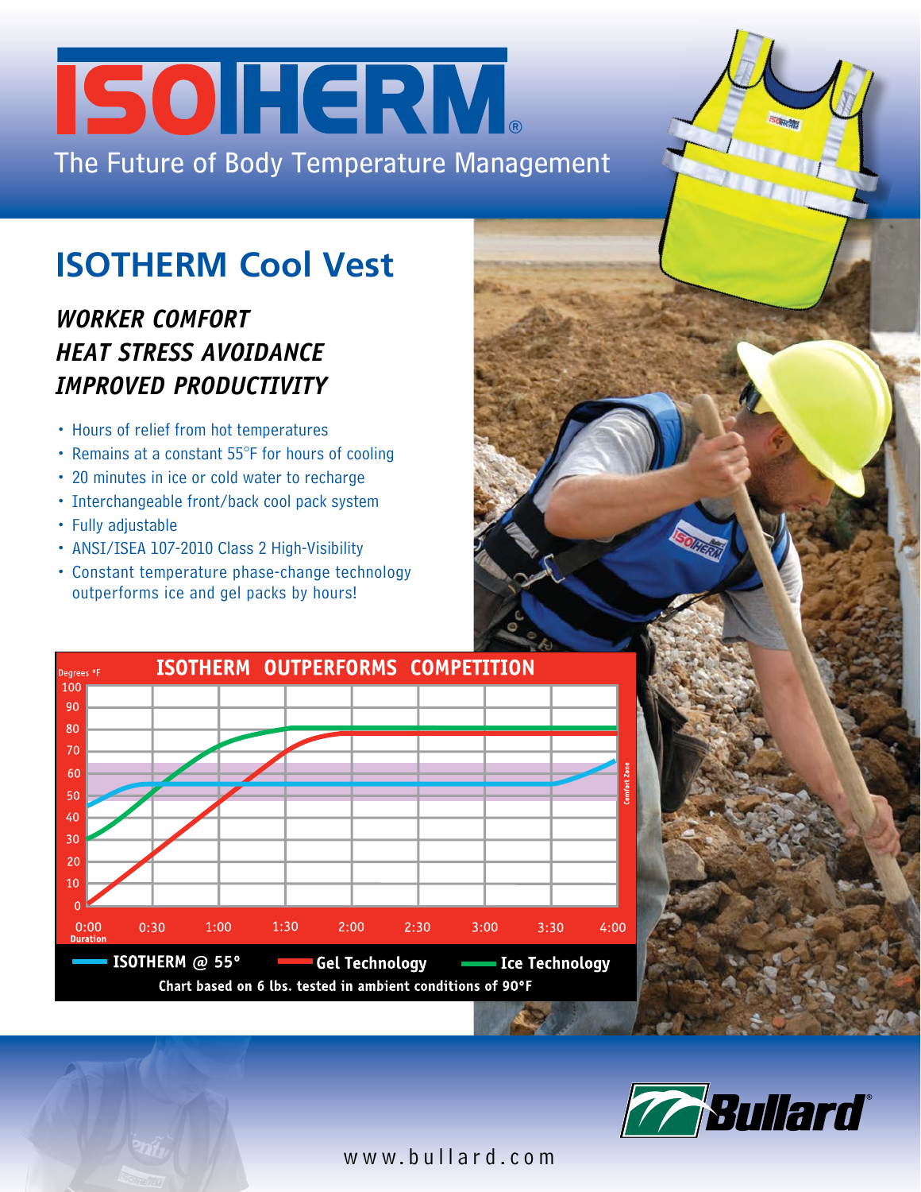# ISOTHERM®

The Future of Body Temperature Management

## ISOTHERM Cool Vest

### *WORKER COMFORT*
### *HEAT STRESS AVOIDANCE*
### *IMPROVED PRODUCTIVITY*

- Hours of relief from hot temperatures
- Remains at a constant 55°F for hours of cooling
- 20 minutes in ice or cold water to recharge
- Interchangeable front/back cool pack system
- Fully adjustable
- ANSI/ISEA 107-2010 Class 2 High-Visibility
- Constant temperature phase-change technology outperforms ice and gel packs by hours!

**ISOTHERM OUTPERFORMS COMPETITION**

Degrees °F: 0, 10, 20, 30, 40, 50, 60, 70, 80, 90, 100

Duration: 0:00, 0:30, 1:00, 1:30, 2:00, 2:30, 3:00, 3:30, 4:00

Comfort Zone

ISOTHERM @ 55° — Gel Technology — Ice Technology

**Chart based on 6 lbs. tested in ambient conditions of 90°F**

Bullard®

www.bullard.com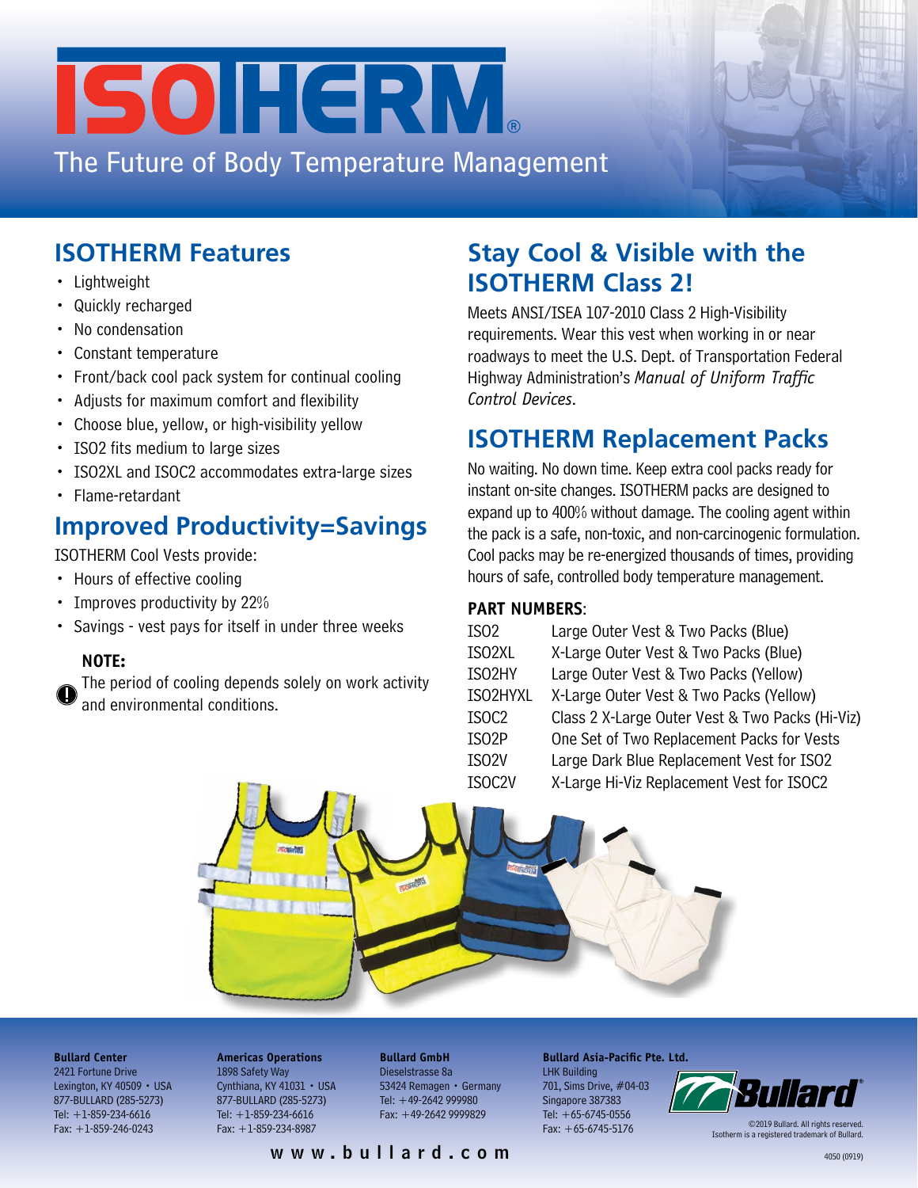# ISOTHERM®

The Future of Body Temperature Management

## ISOTHERM Features

- Lightweight
- Quickly recharged
- No condensation
- Constant temperature
- Front/back cool pack system for continual cooling
- Adjusts for maximum comfort and flexibility
- Choose blue, yellow, or high-visibility yellow
- ISO2 fits medium to large sizes
- ISO2XL and ISOC2 accommodates extra-large sizes
- Flame-retardant

## Improved Productivity=Savings

ISOTHERM Cool Vests provide:

- Hours of effective cooling
- Improves productivity by 22%
- Savings - vest pays for itself in under three weeks

**NOTE:**

The period of cooling depends solely on work activity and environmental conditions.

## Stay Cool & Visible with the ISOTHERM Class 2!

Meets ANSI/ISEA 107-2010 Class 2 High-Visibility requirements. Wear this vest when working in or near roadways to meet the U.S. Dept. of Transportation Federal Highway Administration's *Manual of Uniform Traffic Control Devices*.

## ISOTHERM Replacement Packs

No waiting. No down time. Keep extra cool packs ready for instant on-site changes. ISOTHERM packs are designed to expand up to 400% without damage. The cooling agent within the pack is a safe, non-toxic, and non-carcinogenic formulation. Cool packs may be re-energized thousands of times, providing hours of safe, controlled body temperature management.

**PART NUMBERS**:

| | |
|---|---|
| ISO2 | Large Outer Vest & Two Packs (Blue) |
| ISO2XL | X-Large Outer Vest & Two Packs (Blue) |
| ISO2HY | Large Outer Vest & Two Packs (Yellow) |
| ISO2HYXL | X-Large Outer Vest & Two Packs (Yellow) |
| ISOC2 | Class 2 X-Large Outer Vest & Two Packs (Hi-Viz) |
| ISO2P | One Set of Two Replacement Packs for Vests |
| ISO2V | Large Dark Blue Replacement Vest for ISO2 |
| ISOC2V | X-Large Hi-Viz Replacement Vest for ISOC2 |

**Bullard Center**
2421 Fortune Drive
Lexington, KY 40509 • USA
877-BULLARD (285-5273)
Tel: +1-859-234-6616
Fax: +1-859-246-0243

**Americas Operations**
1898 Safety Way
Cynthiana, KY 41031 • USA
877-BULLARD (285-5273)
Tel: +1-859-234-6616
Fax: +1-859-234-8987

**Bullard GmbH**
Dieselstrasse 8a
53424 Remagen • Germany
Tel: +49-2642 999980
Fax: +49-2642 9999829

**Bullard Asia-Pacific Pte. Ltd.**
LHK Building
701, Sims Drive, #04-03
Singapore 387383
Tel: +65-6745-0556
Fax: +65-6745-5176

Bullard®

©2019 Bullard. All rights reserved.
Isotherm is a registered trademark of Bullard.

www.bullard.com

4050 (0919)